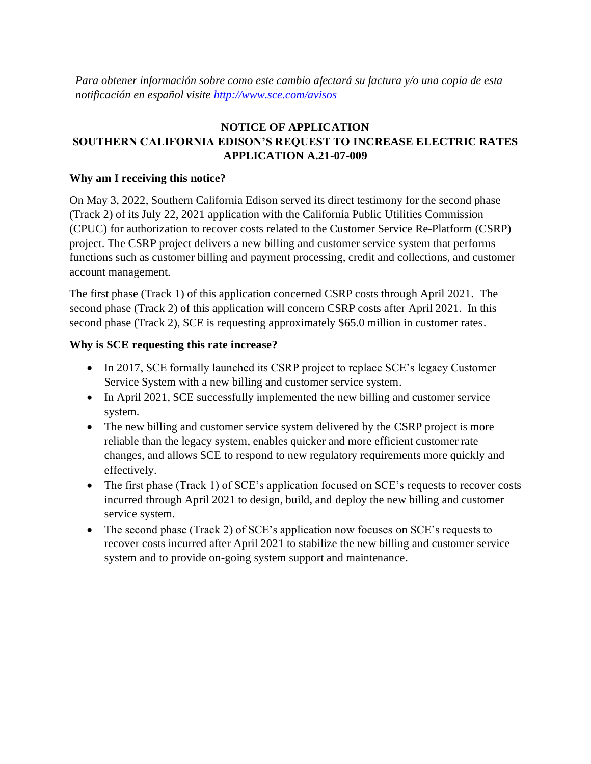*Para obtener información sobre como este cambio afectará su factura y/o una copia de esta notificación en español visite [http://www.sce.com/avisos](http://www.sce.com/avisos)*

**NOTICE OF APPLICATION**
**SOUTHERN CALIFORNIA EDISON'S REQUEST TO INCREASE ELECTRIC RATES**
**APPLICATION A.21-07-009**

**Why am I receiving this notice?**

On May 3, 2022, Southern California Edison served its direct testimony for the second phase (Track 2) of its July 22, 2021 application with the California Public Utilities Commission (CPUC) for authorization to recover costs related to the Customer Service Re-Platform (CSRP) project. The CSRP project delivers a new billing and customer service system that performs functions such as customer billing and payment processing, credit and collections, and customer account management.

The first phase (Track 1) of this application concerned CSRP costs through April 2021. The second phase (Track 2) of this application will concern CSRP costs after April 2021. In this second phase (Track 2), SCE is requesting approximately $65.0 million in customer rates.

**Why is SCE requesting this rate increase?**

- In 2017, SCE formally launched its CSRP project to replace SCE's legacy Customer Service System with a new billing and customer service system.
- In April 2021, SCE successfully implemented the new billing and customer service system.
- The new billing and customer service system delivered by the CSRP project is more reliable than the legacy system, enables quicker and more efficient customer rate changes, and allows SCE to respond to new regulatory requirements more quickly and effectively.
- The first phase (Track 1) of SCE's application focused on SCE's requests to recover costs incurred through April 2021 to design, build, and deploy the new billing and customer service system.
- The second phase (Track 2) of SCE's application now focuses on SCE's requests to recover costs incurred after April 2021 to stabilize the new billing and customer service system and to provide on-going system support and maintenance.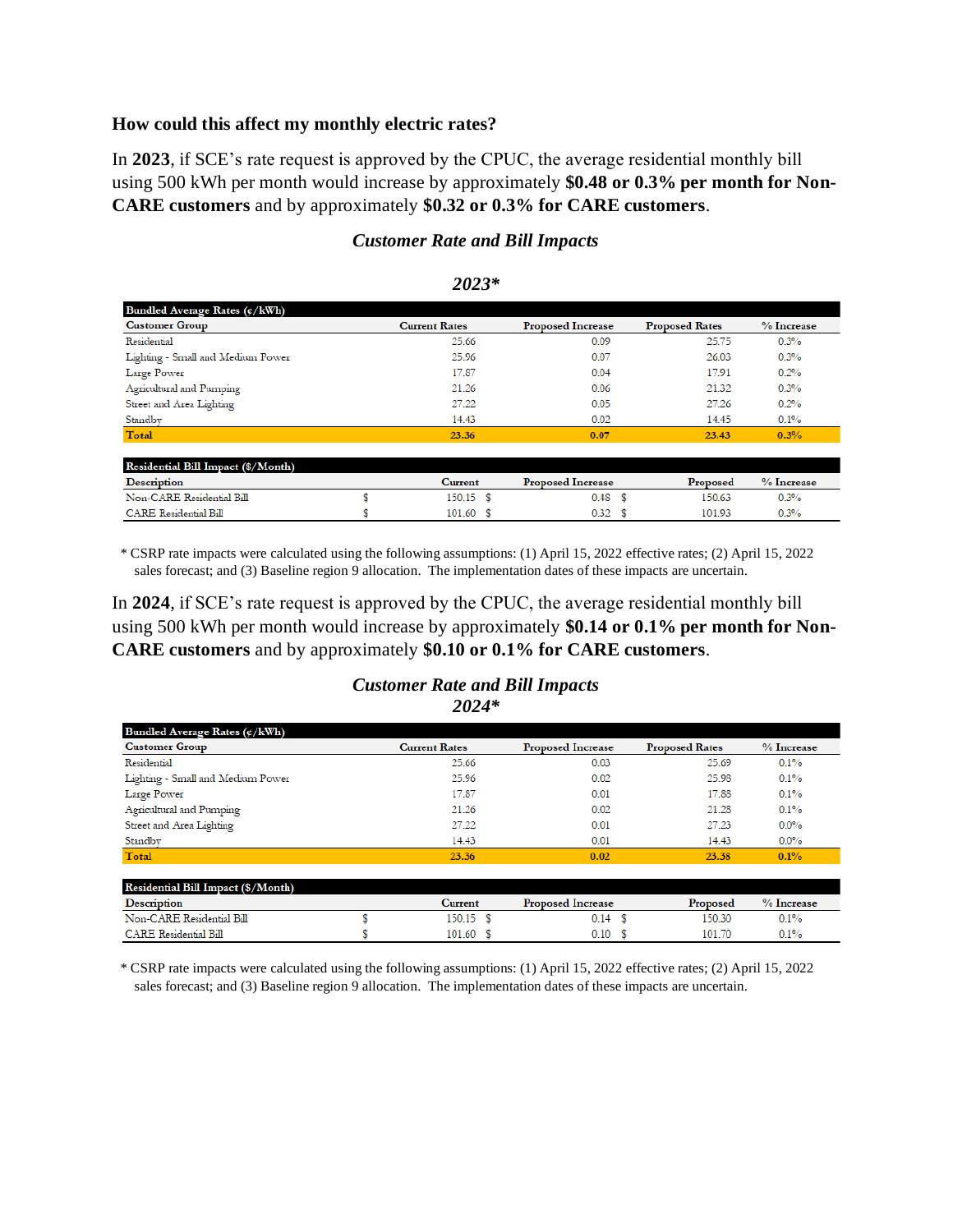### How could this affect my monthly electric rates?

In **2023**, if SCE's rate request is approved by the CPUC, the average residential monthly bill using 500 kWh per month would increase by approximately **$0.48 or 0.3% per month for Non-CARE customers** and by approximately **$0.32 or 0.3% for CARE customers**.

***Customer Rate and Bill Impacts***

***2023****

| Bundled Average Rates (¢/kWh) | | | | |
|---|---|---|---|---|
| **Customer Group** | **Current Rates** | **Proposed Increase** | **Proposed Rates** | **% Increase** |
| Residential | 25.66 | 0.09 | 25.75 | 0.3% |
| Lighting - Small and Medium Power | 25.96 | 0.07 | 26.03 | 0.3% |
| Large Power | 17.87 | 0.04 | 17.91 | 0.2% |
| Agricultural and Pumping | 21.26 | 0.06 | 21.32 | 0.3% |
| Street and Area Lighting | 27.22 | 0.05 | 27.26 | 0.2% |
| Standby | 14.43 | 0.02 | 14.45 | 0.1% |
| **Total** | **23.36** | **0.07** | **23.43** | **0.3%** |

| Residential Bill Impact ($/Month) | | | | |
|---|---|---|---|---|
| **Description** | **Current** | **Proposed Increase** | **Proposed** | **% Increase** |
| Non-CARE Residential Bill | $ 150.15 | $ 0.48 | $ 150.63 | 0.3% |
| CARE Residential Bill | $ 101.60 | $ 0.32 | $ 101.93 | 0.3% |

\* CSRP rate impacts were calculated using the following assumptions: (1) April 15, 2022 effective rates; (2) April 15, 2022 sales forecast; and (3) Baseline region 9 allocation. The implementation dates of these impacts are uncertain.

In **2024**, if SCE's rate request is approved by the CPUC, the average residential monthly bill using 500 kWh per month would increase by approximately **$0.14 or 0.1% per month for Non-CARE customers** and by approximately **$0.10 or 0.1% for CARE customers**.

***Customer Rate and Bill Impacts***
***2024****

| Bundled Average Rates (¢/kWh) | | | | |
|---|---|---|---|---|
| **Customer Group** | **Current Rates** | **Proposed Increase** | **Proposed Rates** | **% Increase** |
| Residential | 25.66 | 0.03 | 25.69 | 0.1% |
| Lighting - Small and Medium Power | 25.96 | 0.02 | 25.98 | 0.1% |
| Large Power | 17.87 | 0.01 | 17.88 | 0.1% |
| Agricultural and Pumping | 21.26 | 0.02 | 21.28 | 0.1% |
| Street and Area Lighting | 27.22 | 0.01 | 27.23 | 0.0% |
| Standby | 14.43 | 0.01 | 14.43 | 0.0% |
| **Total** | **23.36** | **0.02** | **23.38** | **0.1%** |

| Residential Bill Impact ($/Month) | | | | |
|---|---|---|---|---|
| **Description** | **Current** | **Proposed Increase** | **Proposed** | **% Increase** |
| Non-CARE Residential Bill | $ 150.15 | $ 0.14 | $ 150.30 | 0.1% |
| CARE Residential Bill | $ 101.60 | $ 0.10 | $ 101.70 | 0.1% |

\* CSRP rate impacts were calculated using the following assumptions: (1) April 15, 2022 effective rates; (2) April 15, 2022 sales forecast; and (3) Baseline region 9 allocation. The implementation dates of these impacts are uncertain.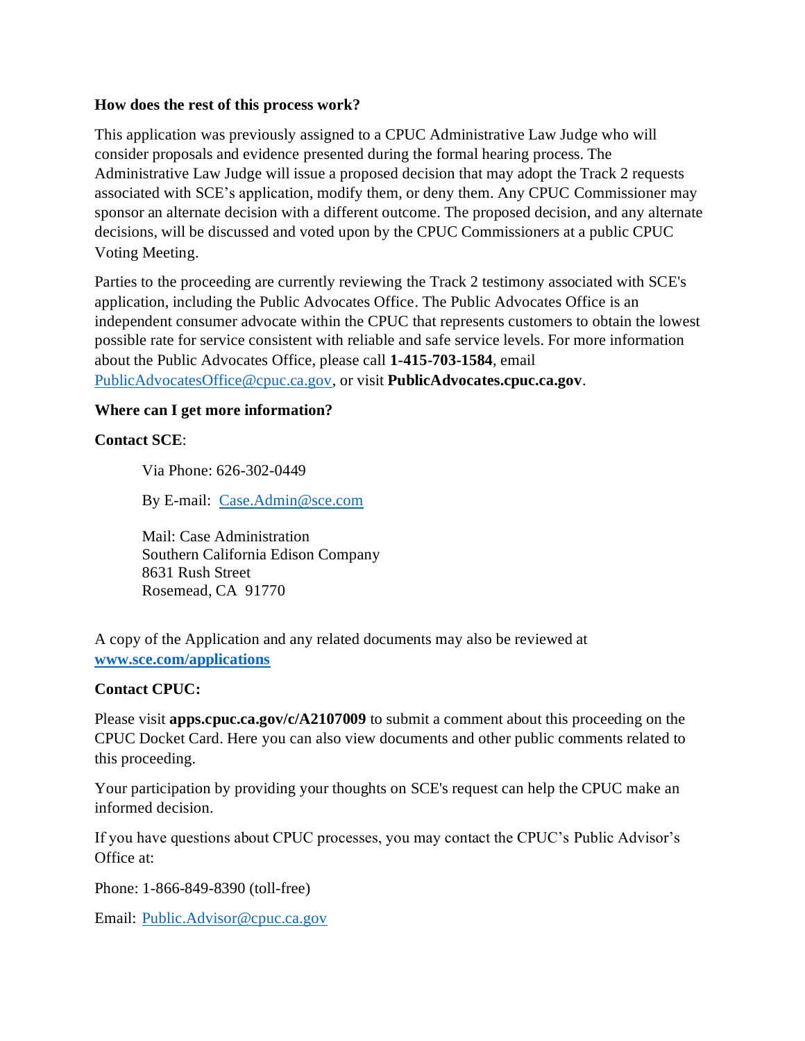**How does the rest of this process work?**

This application was previously assigned to a CPUC Administrative Law Judge who will consider proposals and evidence presented during the formal hearing process. The Administrative Law Judge will issue a proposed decision that may adopt the Track 2 requests associated with SCE's application, modify them, or deny them. Any CPUC Commissioner may sponsor an alternate decision with a different outcome. The proposed decision, and any alternate decisions, will be discussed and voted upon by the CPUC Commissioners at a public CPUC Voting Meeting.

Parties to the proceeding are currently reviewing the Track 2 testimony associated with SCE's application, including the Public Advocates Office. The Public Advocates Office is an independent consumer advocate within the CPUC that represents customers to obtain the lowest possible rate for service consistent with reliable and safe service levels. For more information about the Public Advocates Office, please call **1-415-703-1584**, email PublicAdvocatesOffice@cpuc.ca.gov, or visit **PublicAdvocates.cpuc.ca.gov**.

**Where can I get more information?**

**Contact SCE**:

Via Phone: 626-302-0449

By E-mail: Case.Admin@sce.com

Mail: Case Administration
Southern California Edison Company
8631 Rush Street
Rosemead, CA 91770

A copy of the Application and any related documents may also be reviewed at **www.sce.com/applications**

**Contact CPUC:**

Please visit **apps.cpuc.ca.gov/c/A2107009** to submit a comment about this proceeding on the CPUC Docket Card. Here you can also view documents and other public comments related to this proceeding.

Your participation by providing your thoughts on SCE's request can help the CPUC make an informed decision.

If you have questions about CPUC processes, you may contact the CPUC's Public Advisor's Office at:

Phone: 1-866-849-8390 (toll-free)

Email: Public.Advisor@cpuc.ca.gov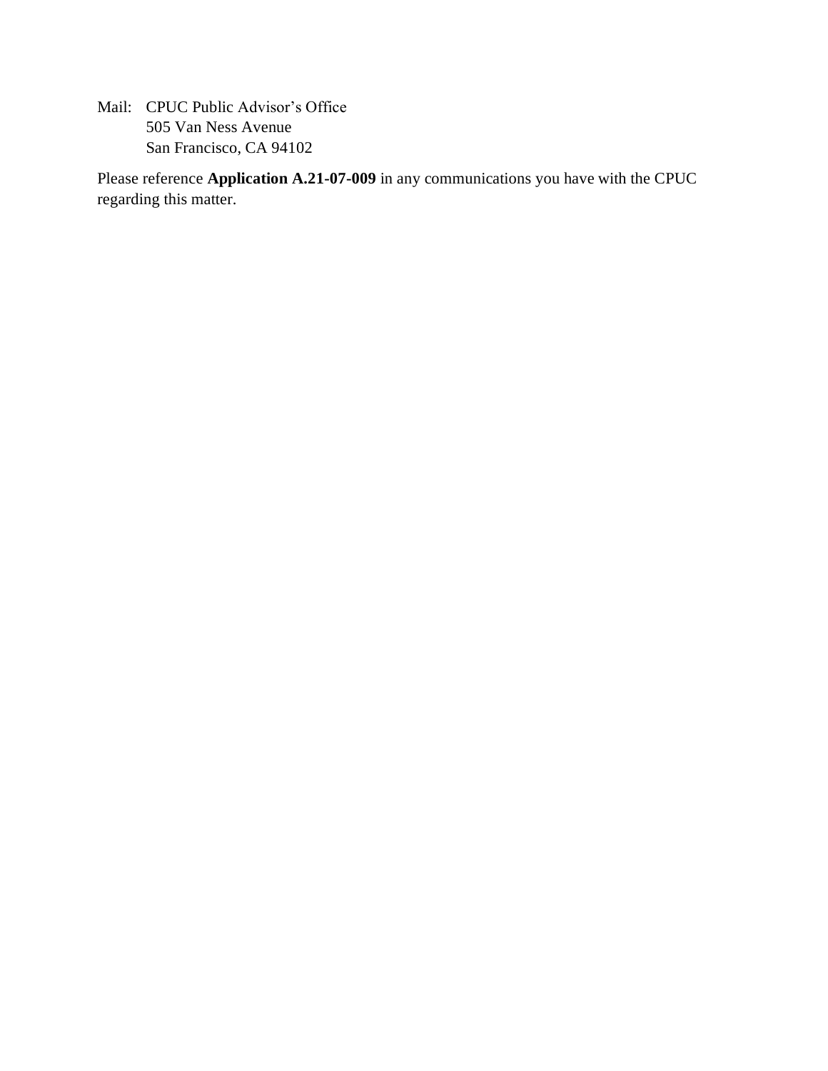Mail: CPUC Public Advisor's Office
505 Van Ness Avenue
San Francisco, CA 94102

Please reference **Application A.21-07-009** in any communications you have with the CPUC regarding this matter.